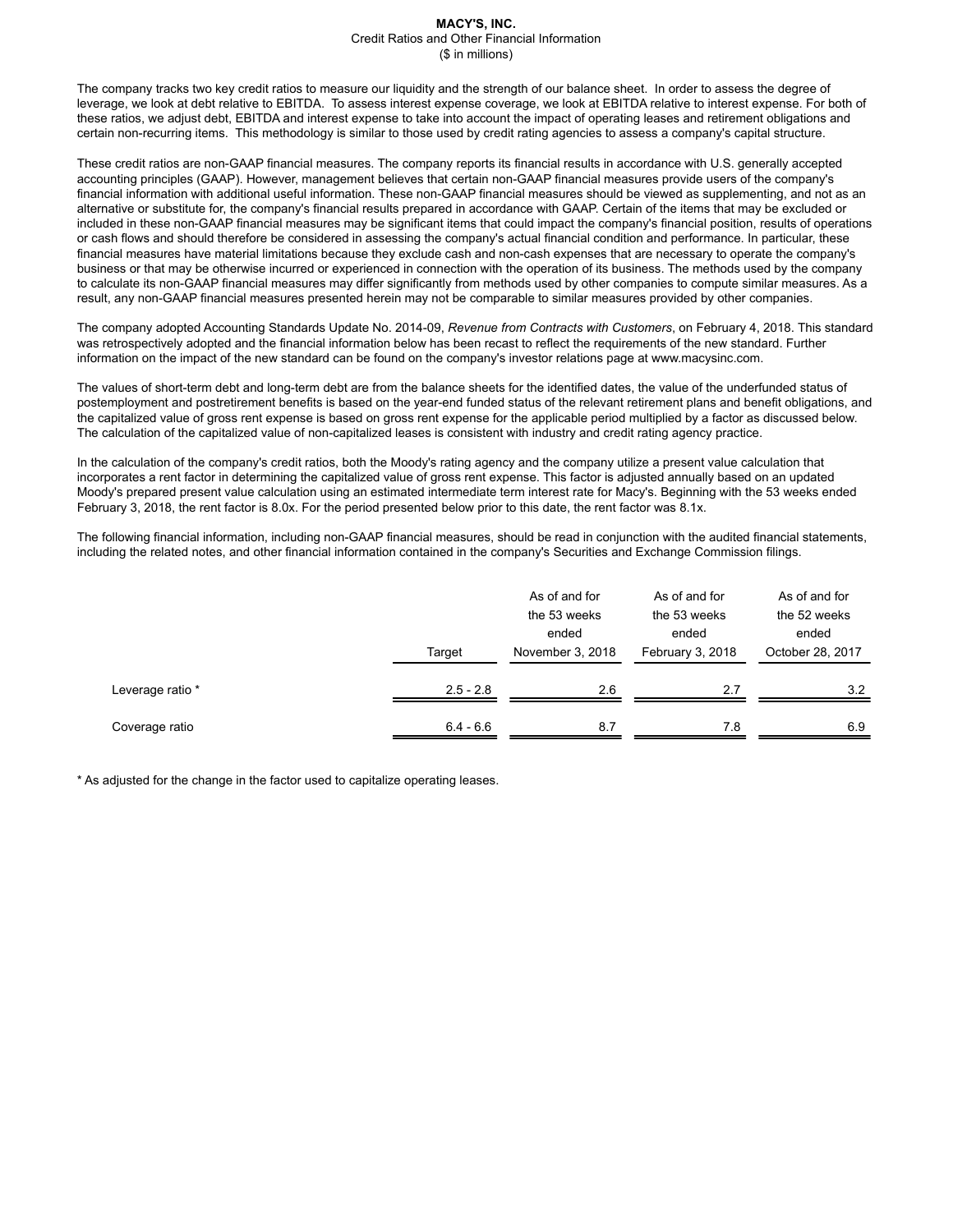**MACY'S, INC.**
Credit Ratios and Other Financial Information
($ in millions)

The company tracks two key credit ratios to measure our liquidity and the strength of our balance sheet. In order to assess the degree of leverage, we look at debt relative to EBITDA. To assess interest expense coverage, we look at EBITDA relative to interest expense. For both of these ratios, we adjust debt, EBITDA and interest expense to take into account the impact of operating leases and retirement obligations and certain non-recurring items. This methodology is similar to those used by credit rating agencies to assess a company's capital structure.

These credit ratios are non-GAAP financial measures. The company reports its financial results in accordance with U.S. generally accepted accounting principles (GAAP). However, management believes that certain non-GAAP financial measures provide users of the company's financial information with additional useful information. These non-GAAP financial measures should be viewed as supplementing, and not as an alternative or substitute for, the company's financial results prepared in accordance with GAAP. Certain of the items that may be excluded or included in these non-GAAP financial measures may be significant items that could impact the company's financial position, results of operations or cash flows and should therefore be considered in assessing the company's actual financial condition and performance. In particular, these financial measures have material limitations because they exclude cash and non-cash expenses that are necessary to operate the company's business or that may be otherwise incurred or experienced in connection with the operation of its business. The methods used by the company to calculate its non-GAAP financial measures may differ significantly from methods used by other companies to compute similar measures. As a result, any non-GAAP financial measures presented herein may not be comparable to similar measures provided by other companies.

The company adopted Accounting Standards Update No. 2014-09, *Revenue from Contracts with Customers*, on February 4, 2018. This standard was retrospectively adopted and the financial information below has been recast to reflect the requirements of the new standard. Further information on the impact of the new standard can be found on the company's investor relations page at www.macysinc.com.

The values of short-term debt and long-term debt are from the balance sheets for the identified dates, the value of the underfunded status of postemployment and postretirement benefits is based on the year-end funded status of the relevant retirement plans and benefit obligations, and the capitalized value of gross rent expense is based on gross rent expense for the applicable period multiplied by a factor as discussed below. The calculation of the capitalized value of non-capitalized leases is consistent with industry and credit rating agency practice.

In the calculation of the company's credit ratios, both the Moody's rating agency and the company utilize a present value calculation that incorporates a rent factor in determining the capitalized value of gross rent expense. This factor is adjusted annually based on an updated Moody's prepared present value calculation using an estimated intermediate term interest rate for Macy's. Beginning with the 53 weeks ended February 3, 2018, the rent factor is 8.0x. For the period presented below prior to this date, the rent factor was 8.1x.

The following financial information, including non-GAAP financial measures, should be read in conjunction with the audited financial statements, including the related notes, and other financial information contained in the company's Securities and Exchange Commission filings.

| | Target | As of and for the 53 weeks ended November 3, 2018 | As of and for the 53 weeks ended February 3, 2018 | As of and for the 52 weeks ended October 28, 2017 |
|---|---|---|---|---|
| Leverage ratio * | 2.5 - 2.8 | 2.6 | 2.7 | 3.2 |
| Coverage ratio | 6.4 - 6.6 | 8.7 | 7.8 | 6.9 |

* As adjusted for the change in the factor used to capitalize operating leases.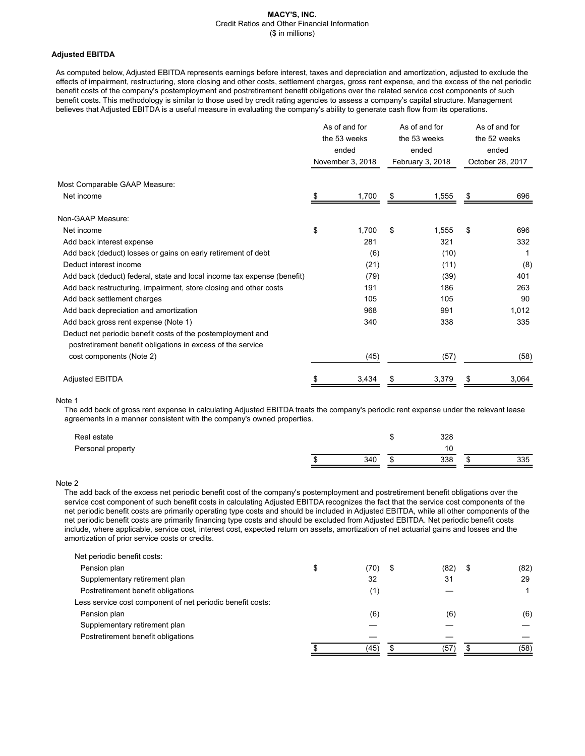**MACY'S, INC.**
Credit Ratios and Other Financial Information
($ in millions)

**Adjusted EBITDA**

As computed below, Adjusted EBITDA represents earnings before interest, taxes and depreciation and amortization, adjusted to exclude the effects of impairment, restructuring, store closing and other costs, settlement charges, gross rent expense, and the excess of the net periodic benefit costs of the company's postemployment and postretirement benefit obligations over the related service cost components of such benefit costs. This methodology is similar to those used by credit rating agencies to assess a company's capital structure. Management believes that Adjusted EBITDA is a useful measure in evaluating the company's ability to generate cash flow from its operations.

| | As of and for the 53 weeks ended November 3, 2018 | As of and for the 53 weeks ended February 3, 2018 | As of and for the 52 weeks ended October 28, 2017 |
|---|---|---|---|
| Most Comparable GAAP Measure: | | | |
| Net income | $ 1,700 | $ 1,555 | $ 696 |
| Non-GAAP Measure: | | | |
| Net income | $ 1,700 | $ 1,555 | $ 696 |
| Add back interest expense | 281 | 321 | 332 |
| Add back (deduct) losses or gains on early retirement of debt | (6) | (10) | 1 |
| Deduct interest income | (21) | (11) | (8) |
| Add back (deduct) federal, state and local income tax expense (benefit) | (79) | (39) | 401 |
| Add back restructuring, impairment, store closing and other costs | 191 | 186 | 263 |
| Add back settlement charges | 105 | 105 | 90 |
| Add back depreciation and amortization | 968 | 991 | 1,012 |
| Add back gross rent expense (Note 1) | 340 | 338 | 335 |
| Deduct net periodic benefit costs of the postemployment and postretirement benefit obligations in excess of the service cost components (Note 2) | (45) | (57) | (58) |
| Adjusted EBITDA | $ 3,434 | $ 3,379 | $ 3,064 |

Note 1
The add back of gross rent expense in calculating Adjusted EBITDA treats the company's periodic rent expense under the relevant lease agreements in a manner consistent with the company's owned properties.

| | | | |
|---|---|---|---|
| Real estate | | $ 328 | |
| Personal property | | 10 | |
| | $ 340 | $ 338 | $ 335 |

Note 2
The add back of the excess net periodic benefit cost of the company's postemployment and postretirement benefit obligations over the service cost component of such benefit costs in calculating Adjusted EBITDA recognizes the fact that the service cost components of the net periodic benefit costs are primarily operating type costs and should be included in Adjusted EBITDA, while all other components of the net periodic benefit costs are primarily financing type costs and should be excluded from Adjusted EBITDA. Net periodic benefit costs include, where applicable, service cost, interest cost, expected return on assets, amortization of net actuarial gains and losses and the amortization of prior service costs or credits.

| | | | |
|---|---|---|---|
| Net periodic benefit costs: | | | |
| Pension plan | $ (70) | $ (82) | $ (82) |
| Supplementary retirement plan | 32 | 31 | 29 |
| Postretirement benefit obligations | (1) | — | 1 |
| Less service cost component of net periodic benefit costs: | | | |
| Pension plan | (6) | (6) | (6) |
| Supplementary retirement plan | — | — | — |
| Postretirement benefit obligations | — | — | — |
| | $ (45) | $ (57) | $ (58) |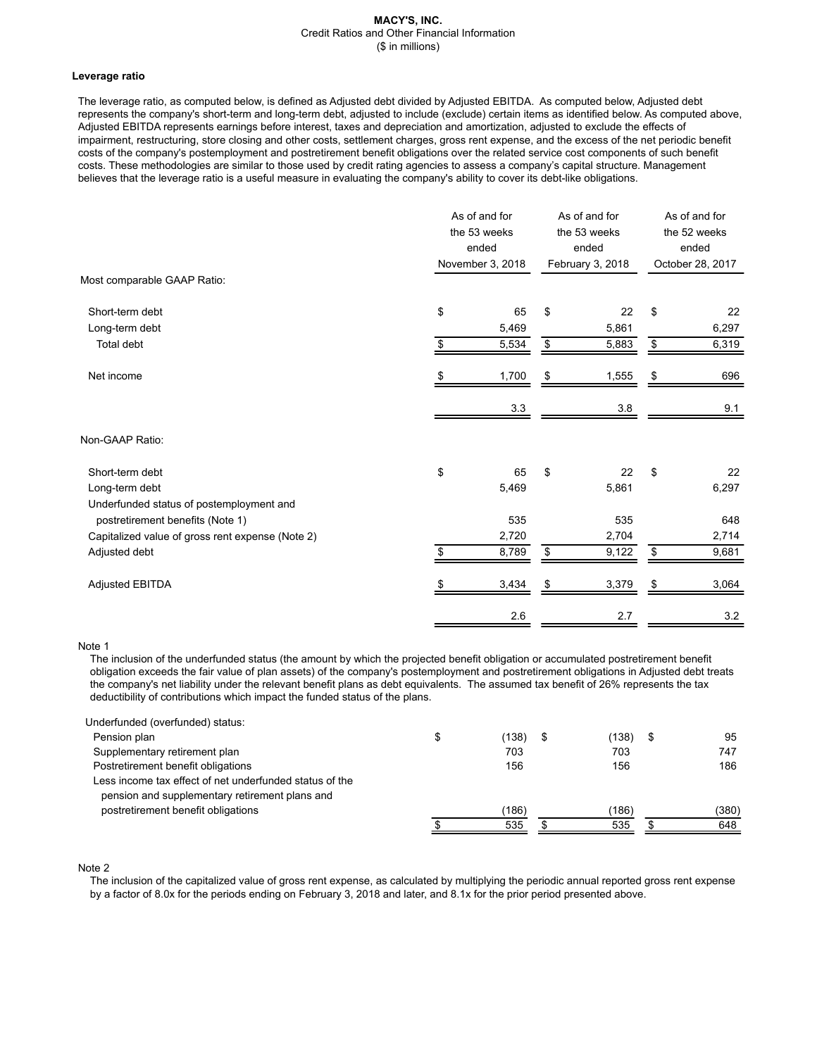**MACY'S, INC.**
Credit Ratios and Other Financial Information
($ in millions)

**Leverage ratio**

The leverage ratio, as computed below, is defined as Adjusted debt divided by Adjusted EBITDA. As computed below, Adjusted debt represents the company's short-term and long-term debt, adjusted to include (exclude) certain items as identified below. As computed above, Adjusted EBITDA represents earnings before interest, taxes and depreciation and amortization, adjusted to exclude the effects of impairment, restructuring, store closing and other costs, settlement charges, gross rent expense, and the excess of the net periodic benefit costs of the company's postemployment and postretirement benefit obligations over the related service cost components of such benefit costs. These methodologies are similar to those used by credit rating agencies to assess a company's capital structure. Management believes that the leverage ratio is a useful measure in evaluating the company's ability to cover its debt-like obligations.

| | As of and for the 53 weeks ended November 3, 2018 | As of and for the 53 weeks ended February 3, 2018 | As of and for the 52 weeks ended October 28, 2017 |
|---|---|---|---|
| Most comparable GAAP Ratio: | | | |
| Short-term debt | $ 65 | $ 22 | $ 22 |
| Long-term debt | 5,469 | 5,861 | 6,297 |
| Total debt | $ 5,534 | $ 5,883 | $ 6,319 |
| Net income | $ 1,700 | $ 1,555 | $ 696 |
| | 3.3 | 3.8 | 9.1 |
| Non-GAAP Ratio: | | | |
| Short-term debt | $ 65 | $ 22 | $ 22 |
| Long-term debt | 5,469 | 5,861 | 6,297 |
| Underfunded status of postemployment and postretirement benefits (Note 1) | 535 | 535 | 648 |
| Capitalized value of gross rent expense (Note 2) | 2,720 | 2,704 | 2,714 |
| Adjusted debt | $ 8,789 | $ 9,122 | $ 9,681 |
| Adjusted EBITDA | $ 3,434 | $ 3,379 | $ 3,064 |
| | 2.6 | 2.7 | 3.2 |

Note 1

The inclusion of the underfunded status (the amount by which the projected benefit obligation or accumulated postretirement benefit obligation exceeds the fair value of plan assets) of the company's postemployment and postretirement obligations in Adjusted debt treats the company's net liability under the relevant benefit plans as debt equivalents. The assumed tax benefit of 26% represents the tax deductibility of contributions which impact the funded status of the plans.

| | | | |
|---|---|---|---|
| Underfunded (overfunded) status: | | | |
| Pension plan | $ (138) | $ (138) | $ 95 |
| Supplementary retirement plan | 703 | 703 | 747 |
| Postretirement benefit obligations | 156 | 156 | 186 |
| Less income tax effect of net underfunded status of the pension and supplementary retirement plans and postretirement benefit obligations | (186) | (186) | (380) |
| | $ 535 | $ 535 | $ 648 |

Note 2

The inclusion of the capitalized value of gross rent expense, as calculated by multiplying the periodic annual reported gross rent expense by a factor of 8.0x for the periods ending on February 3, 2018 and later, and 8.1x for the prior period presented above.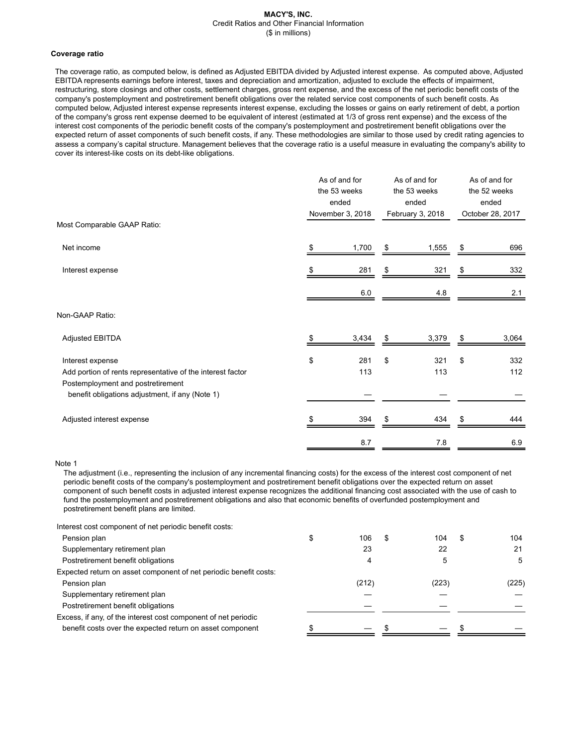**MACY'S, INC.**
Credit Ratios and Other Financial Information
($ in millions)

**Coverage ratio**

The coverage ratio, as computed below, is defined as Adjusted EBITDA divided by Adjusted interest expense. As computed above, Adjusted EBITDA represents earnings before interest, taxes and depreciation and amortization, adjusted to exclude the effects of impairment, restructuring, store closings and other costs, settlement charges, gross rent expense, and the excess of the net periodic benefit costs of the company's postemployment and postretirement benefit obligations over the related service cost components of such benefit costs. As computed below, Adjusted interest expense represents interest expense, excluding the losses or gains on early retirement of debt, a portion of the company's gross rent expense deemed to be equivalent of interest (estimated at 1/3 of gross rent expense) and the excess of the interest cost components of the periodic benefit costs of the company's postemployment and postretirement benefit obligations over the expected return of asset components of such benefit costs, if any. These methodologies are similar to those used by credit rating agencies to assess a company's capital structure. Management believes that the coverage ratio is a useful measure in evaluating the company's ability to cover its interest-like costs on its debt-like obligations.

| | As of and for the 53 weeks ended November 3, 2018 | As of and for the 53 weeks ended February 3, 2018 | As of and for the 52 weeks ended October 28, 2017 |
|---|---|---|---|
| Most Comparable GAAP Ratio: | | | |
| Net income | $ 1,700 | $ 1,555 | $ 696 |
| Interest expense | $ 281 | $ 321 | $ 332 |
| | 6.0 | 4.8 | 2.1 |
| Non-GAAP Ratio: | | | |
| Adjusted EBITDA | $ 3,434 | $ 3,379 | $ 3,064 |
| Interest expense | $ 281 | $ 321 | $ 332 |
| Add portion of rents representative of the interest factor | 113 | 113 | 112 |
| Postemployment and postretirement benefit obligations adjustment, if any (Note 1) | — | — | — |
| Adjusted interest expense | $ 394 | $ 434 | $ 444 |
| | 8.7 | 7.8 | 6.9 |

Note 1

The adjustment (i.e., representing the inclusion of any incremental financing costs) for the excess of the interest cost component of net periodic benefit costs of the company's postemployment and postretirement benefit obligations over the expected return on asset component of such benefit costs in adjusted interest expense recognizes the additional financing cost associated with the use of cash to fund the postemployment and postretirement obligations and also that economic benefits of overfunded postemployment and postretirement benefit plans are limited.

| | | | |
|---|---|---|---|
| Interest cost component of net periodic benefit costs: | | | |
| Pension plan | $ 106 | $ 104 | $ 104 |
| Supplementary retirement plan | 23 | 22 | 21 |
| Postretirement benefit obligations | 4 | 5 | 5 |
| Expected return on asset component of net periodic benefit costs: | | | |
| Pension plan | (212) | (223) | (225) |
| Supplementary retirement plan | — | — | — |
| Postretirement benefit obligations | — | — | — |
| Excess, if any, of the interest cost component of net periodic benefit costs over the expected return on asset component | $ — | $ — | $ — |